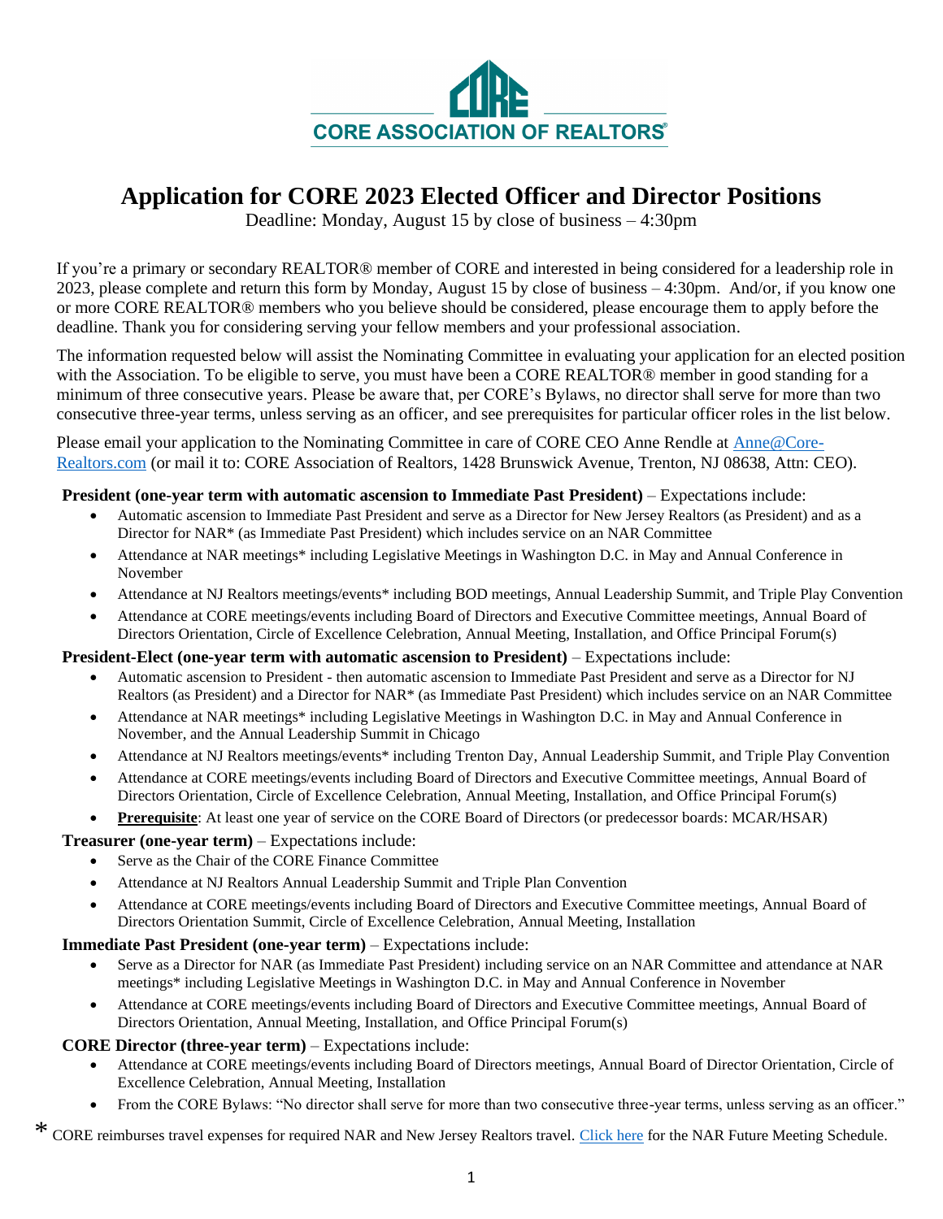CORE ASSOCIATION OF REALTORS®

# Application for CORE 2023 Elected Officer and Director Positions

Deadline: Monday, August 15 by close of business – 4:30pm

If you're a primary or secondary REALTOR® member of CORE and interested in being considered for a leadership role in 2023, please complete and return this form by Monday, August 15 by close of business – 4:30pm. And/or, if you know one or more CORE REALTOR® members who you believe should be considered, please encourage them to apply before the deadline. Thank you for considering serving your fellow members and your professional association.

The information requested below will assist the Nominating Committee in evaluating your application for an elected position with the Association. To be eligible to serve, you must have been a CORE REALTOR® member in good standing for a minimum of three consecutive years. Please be aware that, per CORE's Bylaws, no director shall serve for more than two consecutive three-year terms, unless serving as an officer, and see prerequisites for particular officer roles in the list below.

Please email your application to the Nominating Committee in care of CORE CEO Anne Rendle at [Anne@Core-Realtors.com](mailto:Anne@Core-Realtors.com) (or mail it to: CORE Association of Realtors, 1428 Brunswick Avenue, Trenton, NJ 08638, Attn: CEO).

**President (one-year term with automatic ascension to Immediate Past President)** – Expectations include:

- Automatic ascension to Immediate Past President and serve as a Director for New Jersey Realtors (as President) and as a Director for NAR* (as Immediate Past President) which includes service on an NAR Committee
- Attendance at NAR meetings* including Legislative Meetings in Washington D.C. in May and Annual Conference in November
- Attendance at NJ Realtors meetings/events* including BOD meetings, Annual Leadership Summit, and Triple Play Convention
- Attendance at CORE meetings/events including Board of Directors and Executive Committee meetings, Annual Board of Directors Orientation, Circle of Excellence Celebration, Annual Meeting, Installation, and Office Principal Forum(s)

**President-Elect (one-year term with automatic ascension to President)** – Expectations include:

- Automatic ascension to President - then automatic ascension to Immediate Past President and serve as a Director for NJ Realtors (as President) and a Director for NAR* (as Immediate Past President) which includes service on an NAR Committee
- Attendance at NAR meetings* including Legislative Meetings in Washington D.C. in May and Annual Conference in November, and the Annual Leadership Summit in Chicago
- Attendance at NJ Realtors meetings/events* including Trenton Day, Annual Leadership Summit, and Triple Play Convention
- Attendance at CORE meetings/events including Board of Directors and Executive Committee meetings, Annual Board of Directors Orientation, Circle of Excellence Celebration, Annual Meeting, Installation, and Office Principal Forum(s)
- **Prerequisite**: At least one year of service on the CORE Board of Directors (or predecessor boards: MCAR/HSAR)

**Treasurer (one-year term)** – Expectations include:

- Serve as the Chair of the CORE Finance Committee
- Attendance at NJ Realtors Annual Leadership Summit and Triple Plan Convention
- Attendance at CORE meetings/events including Board of Directors and Executive Committee meetings, Annual Board of Directors Orientation Summit, Circle of Excellence Celebration, Annual Meeting, Installation

**Immediate Past President (one-year term)** – Expectations include:

- Serve as a Director for NAR (as Immediate Past President) including service on an NAR Committee and attendance at NAR meetings* including Legislative Meetings in Washington D.C. in May and Annual Conference in November
- Attendance at CORE meetings/events including Board of Directors and Executive Committee meetings, Annual Board of Directors Orientation, Annual Meeting, Installation, and Office Principal Forum(s)

**CORE Director (three-year term)** – Expectations include:

- Attendance at CORE meetings/events including Board of Directors meetings, Annual Board of Director Orientation, Circle of Excellence Celebration, Annual Meeting, Installation
- From the CORE Bylaws: "No director shall serve for more than two consecutive three-year terms, unless serving as an officer."

* CORE reimburses travel expenses for required NAR and New Jersey Realtors travel. Click here for the NAR Future Meeting Schedule.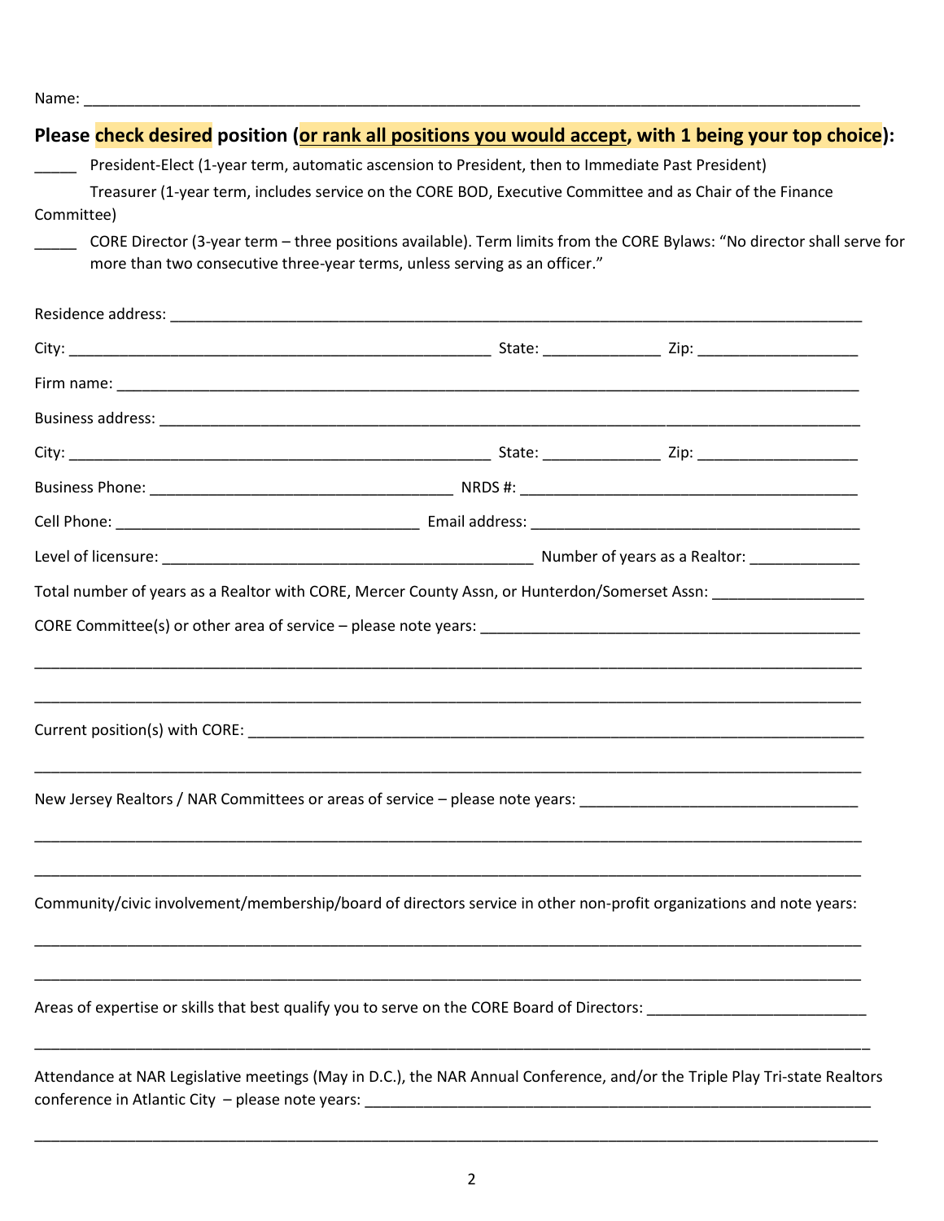Name: ______________________________________________________________________________________

**Please check desired position (<u>or rank all positions you would accept</u>, with 1 being your top choice):**

_____ President-Elect (1-year term, automatic ascension to President, then to Immediate Past President)

Treasurer (1-year term, includes service on the CORE BOD, Executive Committee and as Chair of the Finance Committee)

_____ CORE Director (3-year term – three positions available). Term limits from the CORE Bylaws: "No director shall serve for more than two consecutive three-year terms, unless serving as an officer."

Residence address: ______________________________________________________________________________

City: ______________________________________________ State: _____________ Zip: __________________

Firm name: ____________________________________________________________________________________

Business address: _______________________________________________________________________________

City: ______________________________________________ State: _____________ Zip: __________________

Business Phone: __________________________________ NRDS #: _____________________________________

Cell Phone: ___________________________________ Email address: _________________________________

Level of licensure: _________________________________________ Number of years as a Realtor: _____________

Total number of years as a Realtor with CORE, Mercer County Assn, or Hunterdon/Somerset Assn: __________________

CORE Committee(s) or other area of service – please note years: ____________________________________________

______________________________________________________________________________________________

______________________________________________________________________________________________

Current position(s) with CORE: _______________________________________________________________________

______________________________________________________________________________________________

New Jersey Realtors / NAR Committees or areas of service – please note years: _________________________________

______________________________________________________________________________________________

______________________________________________________________________________________________

Community/civic involvement/membership/board of directors service in other non-profit organizations and note years:

______________________________________________________________________________________________

______________________________________________________________________________________________

Areas of expertise or skills that best qualify you to serve on the CORE Board of Directors: __________________________

______________________________________________________________________________________________

Attendance at NAR Legislative meetings (May in D.C.), the NAR Annual Conference, and/or the Triple Play Tri-state Realtors conference in Atlantic City – please note years: _____________________________________________________________

______________________________________________________________________________________________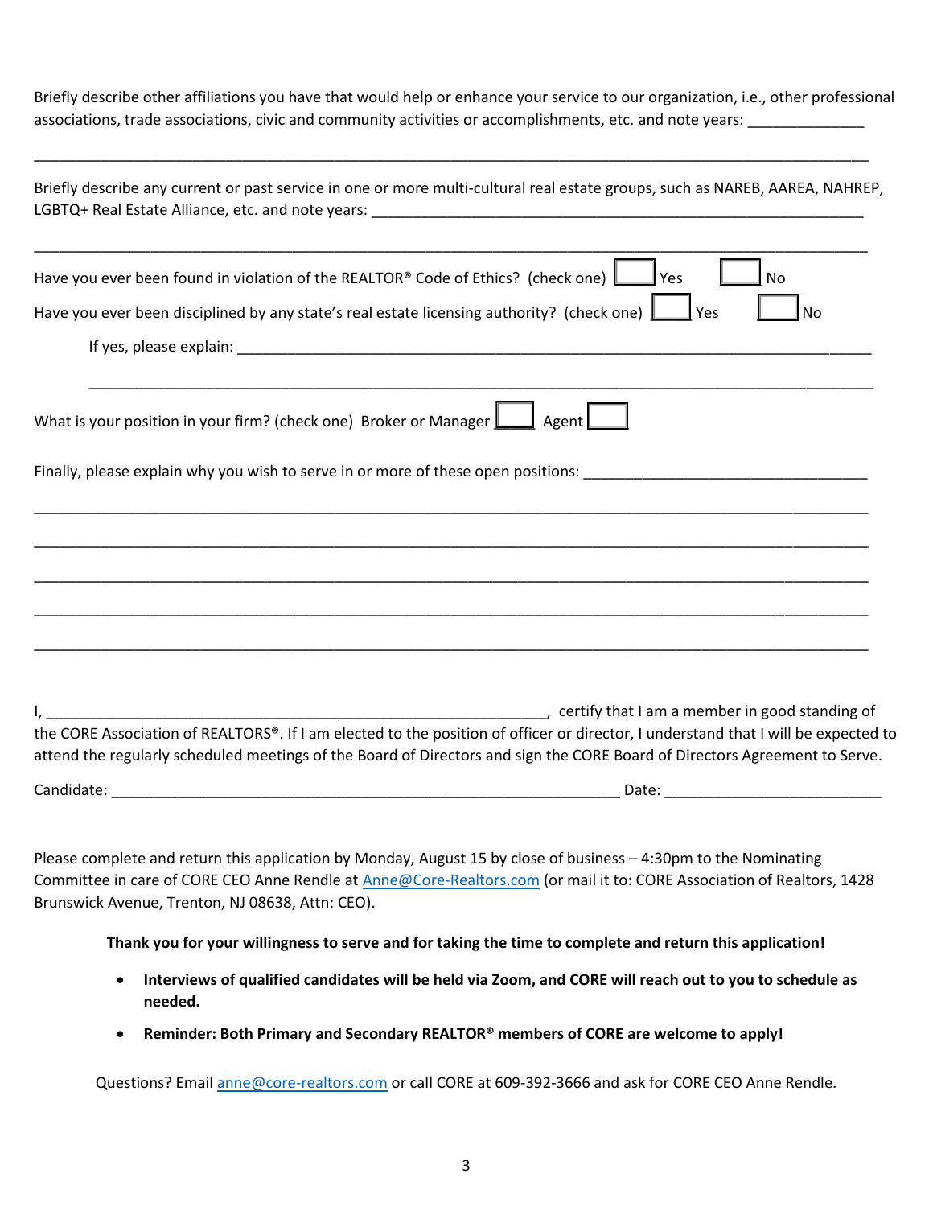Briefly describe other affiliations you have that would help or enhance your service to our organization, i.e., other professional associations, trade associations, civic and community activities or accomplishments, etc. and note years: ______________

______________________________________________________________________________________________

Briefly describe any current or past service in one or more multi-cultural real estate groups, such as NAREB, AAREA, NAHREP, LGBTQ+ Real Estate Alliance, etc. and note years: ______________________________________________________________

______________________________________________________________________________________________

Have you ever been found in violation of the REALTOR® Code of Ethics? (check one) ☐ Yes ☐ No

Have you ever been disciplined by any state's real estate licensing authority? (check one) ☐ Yes ☐ No

If yes, please explain: ______________________________________________________________________________

______________________________________________________________________________________________

What is your position in your firm? (check one) Broker or Manager ☐ Agent ☐

Finally, please explain why you wish to serve in or more of these open positions: __________________________________

______________________________________________________________________________________________

______________________________________________________________________________________________

______________________________________________________________________________________________

______________________________________________________________________________________________

______________________________________________________________________________________________

I, ______________________________________________________________, certify that I am a member in good standing of the CORE Association of REALTORS®. If I am elected to the position of officer or director, I understand that I will be expected to attend the regularly scheduled meetings of the Board of Directors and sign the CORE Board of Directors Agreement to Serve.

Candidate: ________________________________________________________________ Date: __________________________

Please complete and return this application by Monday, August 15 by close of business – 4:30pm to the Nominating Committee in care of CORE CEO Anne Rendle at Anne@Core-Realtors.com (or mail it to: CORE Association of Realtors, 1428 Brunswick Avenue, Trenton, NJ 08638, Attn: CEO).

**Thank you for your willingness to serve and for taking the time to complete and return this application!**

- **Interviews of qualified candidates will be held via Zoom, and CORE will reach out to you to schedule as needed.**
- **Reminder: Both Primary and Secondary REALTOR® members of CORE are welcome to apply!**

Questions? Email anne@core-realtors.com or call CORE at 609-392-3666 and ask for CORE CEO Anne Rendle.